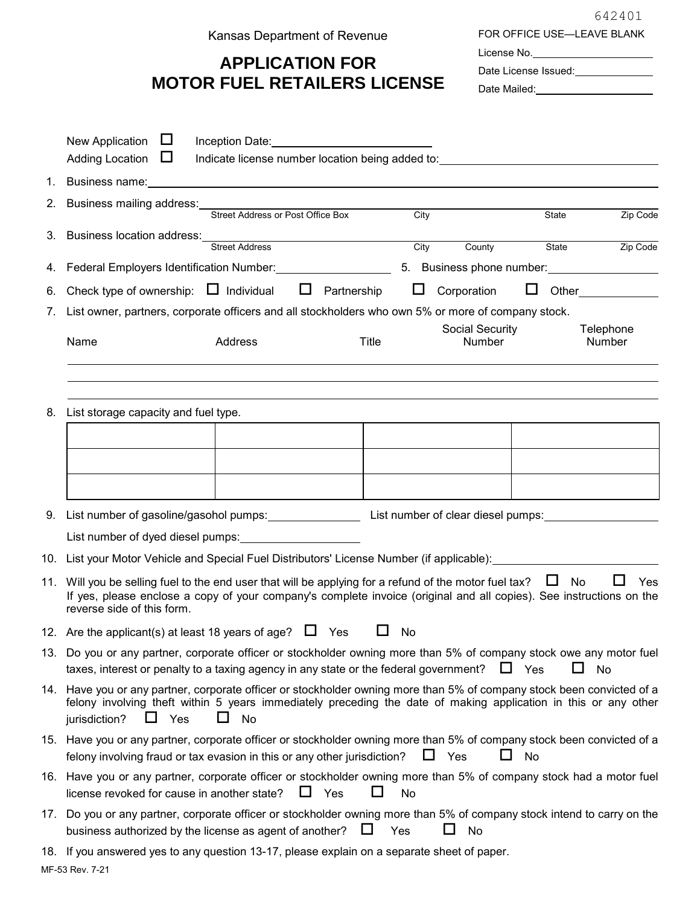642401

Kansas Department of Revenue

# APPLICATION FOR MOTOR FUEL RETAILERS LICENSE

FOR OFFICE USE—LEAVE BLANK

License No.\_\_\_\_\_\_\_\_\_\_\_\_\_\_\_\_\_\_\_\_

Date License Issued:\_\_\_\_\_\_\_\_\_\_\_\_\_\_

Date Mailed:\_\_\_\_\_\_\_\_\_\_\_\_\_\_\_\_\_\_\_\_

☐ New Application  Inception Date:\_\_\_\_\_\_\_\_\_\_\_\_\_\_\_\_\_\_\_\_

☐ Adding Location  Indicate license number location being added to:\_\_\_\_\_\_\_\_\_\_\_\_\_\_\_\_\_\_\_\_

1. Business name:\_\_\_\_\_\_\_\_\_\_\_\_\_\_\_\_\_\_\_\_

2. Business mailing address:\_\_\_\_\_\_\_\_\_\_\_\_\_\_\_\_\_\_\_\_
   Street Address or Post Office Box | City | State | Zip Code

3. Business location address:\_\_\_\_\_\_\_\_\_\_\_\_\_\_\_\_\_\_\_\_
   Street Address | City | County | State | Zip Code

4. Federal Employers Identification Number:\_\_\_\_\_\_\_\_\_\_\_\_\_\_\_\_\_\_\_\_

5. Business phone number:\_\_\_\_\_\_\_\_\_\_\_\_\_\_\_\_\_\_\_\_

6. Check type of ownership: ☐ Individual ☐ Partnership ☐ Corporation ☐ Other\_\_\_\_\_\_\_\_\_\_

7. List owner, partners, corporate officers and all stockholders who own 5% or more of company stock.

| Name | Address | Title | Social Security Number | Telephone Number |
|---|---|---|---|---|
| | | | | |
| | | | | |
| | | | | |

8. List storage capacity and fuel type.

| | | | |
|---|---|---|---|
| | | | |
| | | | |
| | | | |

9. List number of gasoline/gasohol pumps:\_\_\_\_\_\_\_\_\_\_ List number of clear diesel pumps:\_\_\_\_\_\_\_\_\_\_

   List number of dyed diesel pumps:\_\_\_\_\_\_\_\_\_\_

10. List your Motor Vehicle and Special Fuel Distributors' License Number (if applicable):\_\_\_\_\_\_\_\_\_\_\_\_\_\_\_\_\_\_\_\_

11. Will you be selling fuel to the end user that will be applying for a refund of the motor fuel tax? ☐ No ☐ Yes
    If yes, please enclose a copy of your company's complete invoice (original and all copies). See instructions on the reverse side of this form.

12. Are the applicant(s) at least 18 years of age? ☐ Yes ☐ No

13. Do you or any partner, corporate officer or stockholder owning more than 5% of company stock owe any motor fuel taxes, interest or penalty to a taxing agency in any state or the federal government? ☐ Yes ☐ No

14. Have you or any partner, corporate officer or stockholder owning more than 5% of company stock been convicted of a felony involving theft within 5 years immediately preceding the date of making application in this or any other jurisdiction? ☐ Yes ☐ No

15. Have you or any partner, corporate officer or stockholder owning more than 5% of company stock been convicted of a felony involving fraud or tax evasion in this or any other jurisdiction? ☐ Yes ☐ No

16. Have you or any partner, corporate officer or stockholder owning more than 5% of company stock had a motor fuel license revoked for cause in another state? ☐ Yes ☐ No

17. Do you or any partner, corporate officer or stockholder owning more than 5% of company stock intend to carry on the business authorized by the license as agent of another? ☐ Yes ☐ No

18. If you answered yes to any question 13-17, please explain on a separate sheet of paper.

MF-53 Rev. 7-21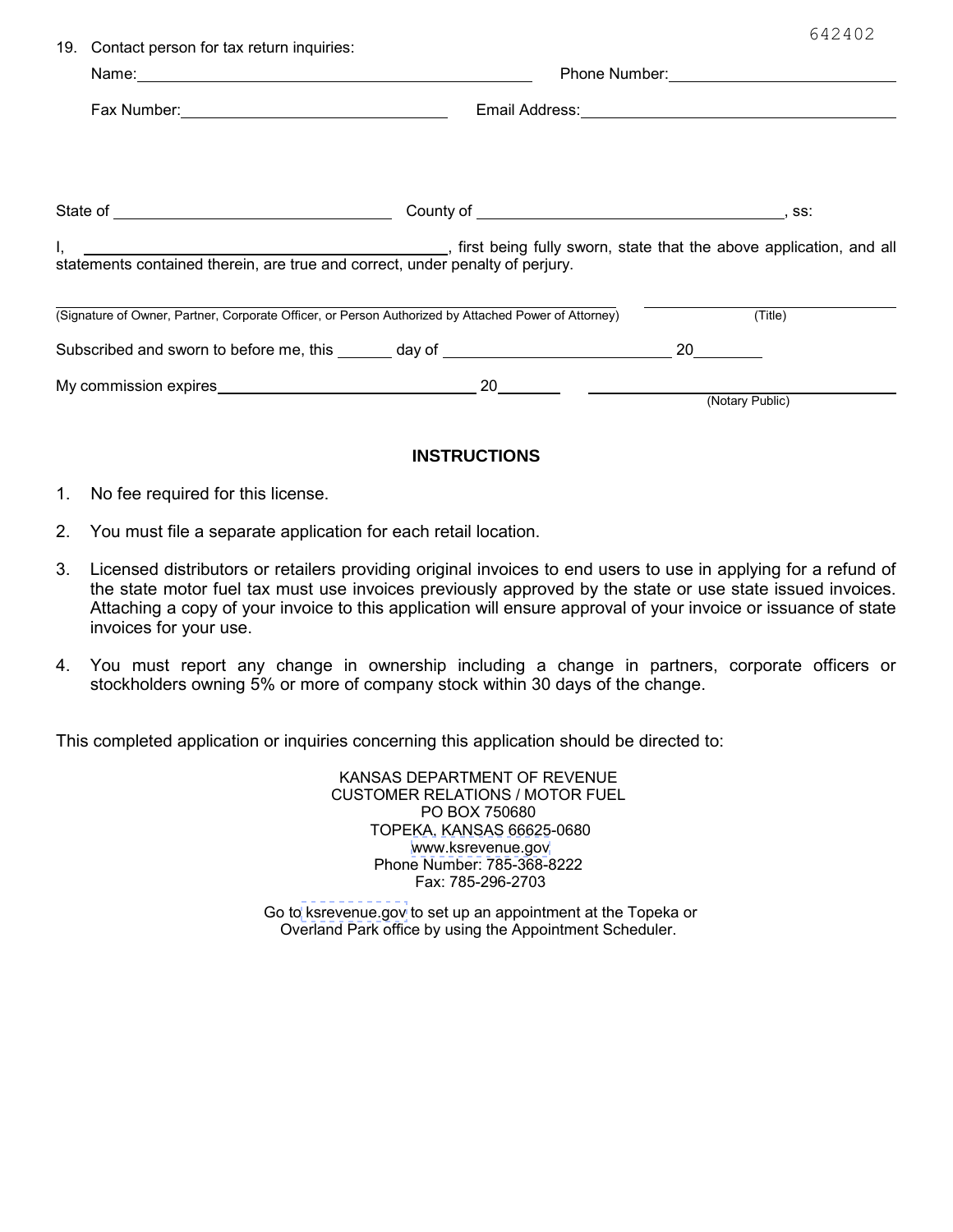19. Contact person for tax return inquiries:

Name: \_\_\_\_\_\_\_\_\_\_\_\_\_\_\_\_\_\_\_\_\_\_\_\_\_\_\_\_\_\_ Phone Number: \_\_\_\_\_\_\_\_\_\_\_\_\_\_\_\_\_\_\_\_

Fax Number: \_\_\_\_\_\_\_\_\_\_\_\_\_\_\_\_\_\_\_\_ Email Address: \_\_\_\_\_\_\_\_\_\_\_\_\_\_\_\_\_\_\_\_\_\_\_\_\_\_\_\_

State of \_\_\_\_\_\_\_\_\_\_\_\_\_\_\_\_\_\_\_\_ County of \_\_\_\_\_\_\_\_\_\_\_\_\_\_\_\_\_\_\_\_\_\_\_\_, ss:

I, \_\_\_\_\_\_\_\_\_\_\_\_\_\_\_\_\_\_\_\_\_\_\_\_\_\_\_\_\_\_, first being fully sworn, state that the above application, and all statements contained therein, are true and correct, under penalty of perjury.

\_\_\_\_\_\_\_\_\_\_\_\_\_\_\_\_\_\_\_\_\_\_\_\_\_\_\_\_\_\_\_\_\_\_\_\_\_\_\_\_ \_\_\_\_\_\_\_\_\_\_\_\_\_\_\_\_\_\_\_\_
(Signature of Owner, Partner, Corporate Officer, or Person Authorized by Attached Power of Attorney) (Title)

Subscribed and sworn to before me, this \_\_\_\_\_ day of \_\_\_\_\_\_\_\_\_\_\_\_\_\_\_\_\_\_ 20\_\_\_\_\_

My commission expires \_\_\_\_\_\_\_\_\_\_\_\_\_\_\_\_\_\_\_\_ 20\_\_\_\_\_ \_\_\_\_\_\_\_\_\_\_\_\_\_\_\_\_\_\_\_\_
(Notary Public)

## INSTRUCTIONS

1. No fee required for this license.
2. You must file a separate application for each retail location.
3. Licensed distributors or retailers providing original invoices to end users to use in applying for a refund of the state motor fuel tax must use invoices previously approved by the state or use state issued invoices. Attaching a copy of your invoice to this application will ensure approval of your invoice or issuance of state invoices for your use.
4. You must report any change in ownership including a change in partners, corporate officers or stockholders owning 5% or more of company stock within 30 days of the change.

This completed application or inquiries concerning this application should be directed to:

KANSAS DEPARTMENT OF REVENUE
CUSTOMER RELATIONS / MOTOR FUEL
PO BOX 750680
TOPEKA, KANSAS 66625-0680
www.ksrevenue.gov
Phone Number: 785-368-8222
Fax: 785-296-2703

Go to ksrevenue.gov to set up an appointment at the Topeka or Overland Park office by using the Appointment Scheduler.